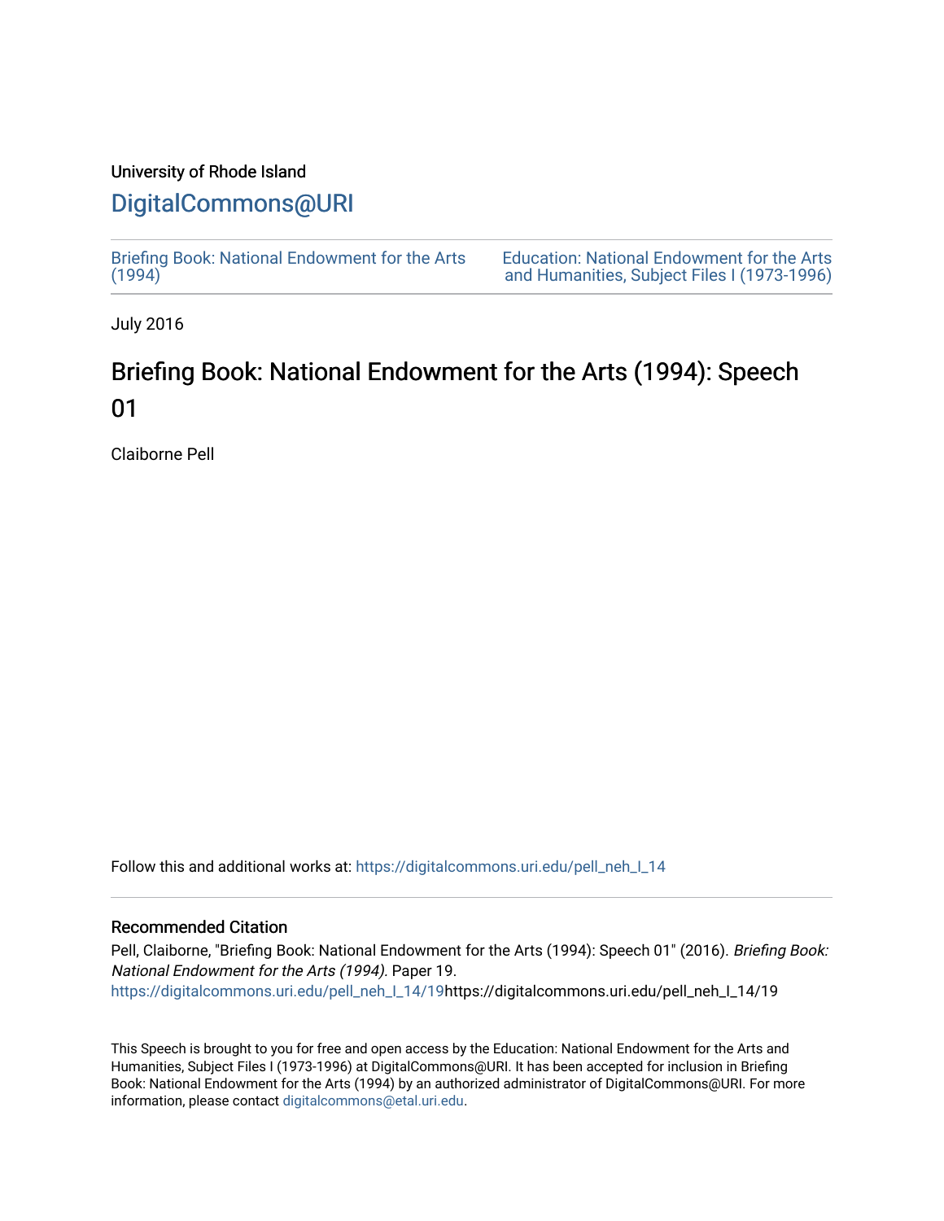University of Rhode Island

# DigitalCommons@URI

Briefing Book: National Endowment for the Arts (1994)

Education: National Endowment for the Arts and Humanities, Subject Files I (1973-1996)

July 2016

## Briefing Book: National Endowment for the Arts (1994): Speech 01

Claiborne Pell

Follow this and additional works at: https://digitalcommons.uri.edu/pell_neh_I_14

### Recommended Citation

Pell, Claiborne, "Briefing Book: National Endowment for the Arts (1994): Speech 01" (2016). *Briefing Book: National Endowment for the Arts (1994)*. Paper 19.
https://digitalcommons.uri.edu/pell_neh_I_14/19https://digitalcommons.uri.edu/pell_neh_I_14/19

This Speech is brought to you for free and open access by the Education: National Endowment for the Arts and Humanities, Subject Files I (1973-1996) at DigitalCommons@URI. It has been accepted for inclusion in Briefing Book: National Endowment for the Arts (1994) by an authorized administrator of DigitalCommons@URI. For more information, please contact digitalcommons@etal.uri.edu.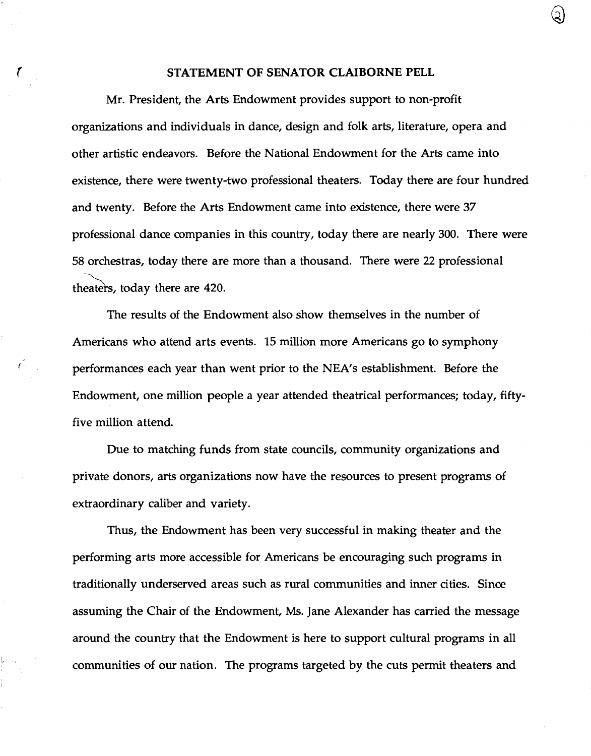# STATEMENT OF SENATOR CLAIBORNE PELL

Mr. President, the Arts Endowment provides support to non-profit organizations and individuals in dance, design and folk arts, literature, opera and other artistic endeavors. Before the National Endowment for the Arts came into existence, there were twenty-two professional theaters. Today there are four hundred and twenty. Before the Arts Endowment came into existence, there were 37 professional dance companies in this country, today there are nearly 300. There were 58 orchestras, today there are more than a thousand. There were 22 professional theaters, today there are 420.

The results of the Endowment also show themselves in the number of Americans who attend arts events. 15 million more Americans go to symphony performances each year than went prior to the NEA's establishment. Before the Endowment, one million people a year attended theatrical performances; today, fifty-five million attend.

Due to matching funds from state councils, community organizations and private donors, arts organizations now have the resources to present programs of extraordinary caliber and variety.

Thus, the Endowment has been very successful in making theater and the performing arts more accessible for Americans be encouraging such programs in traditionally underserved areas such as rural communities and inner cities. Since assuming the Chair of the Endowment, Ms. Jane Alexander has carried the message around the country that the Endowment is here to support cultural programs in all communities of our nation. The programs targeted by the cuts permit theaters and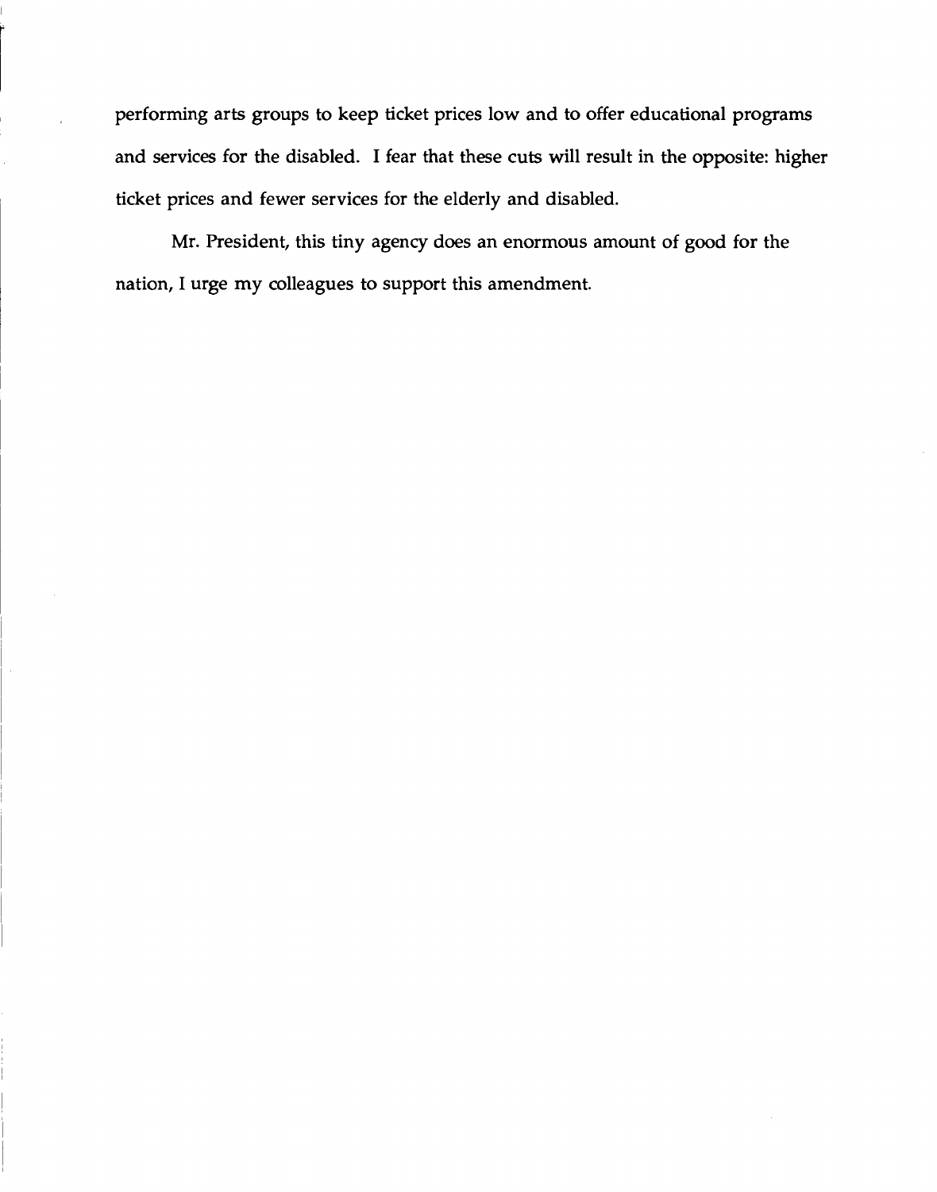performing arts groups to keep ticket prices low and to offer educational programs and services for the disabled. I fear that these cuts will result in the opposite: higher ticket prices and fewer services for the elderly and disabled.

Mr. President, this tiny agency does an enormous amount of good for the nation, I urge my colleagues to support this amendment.